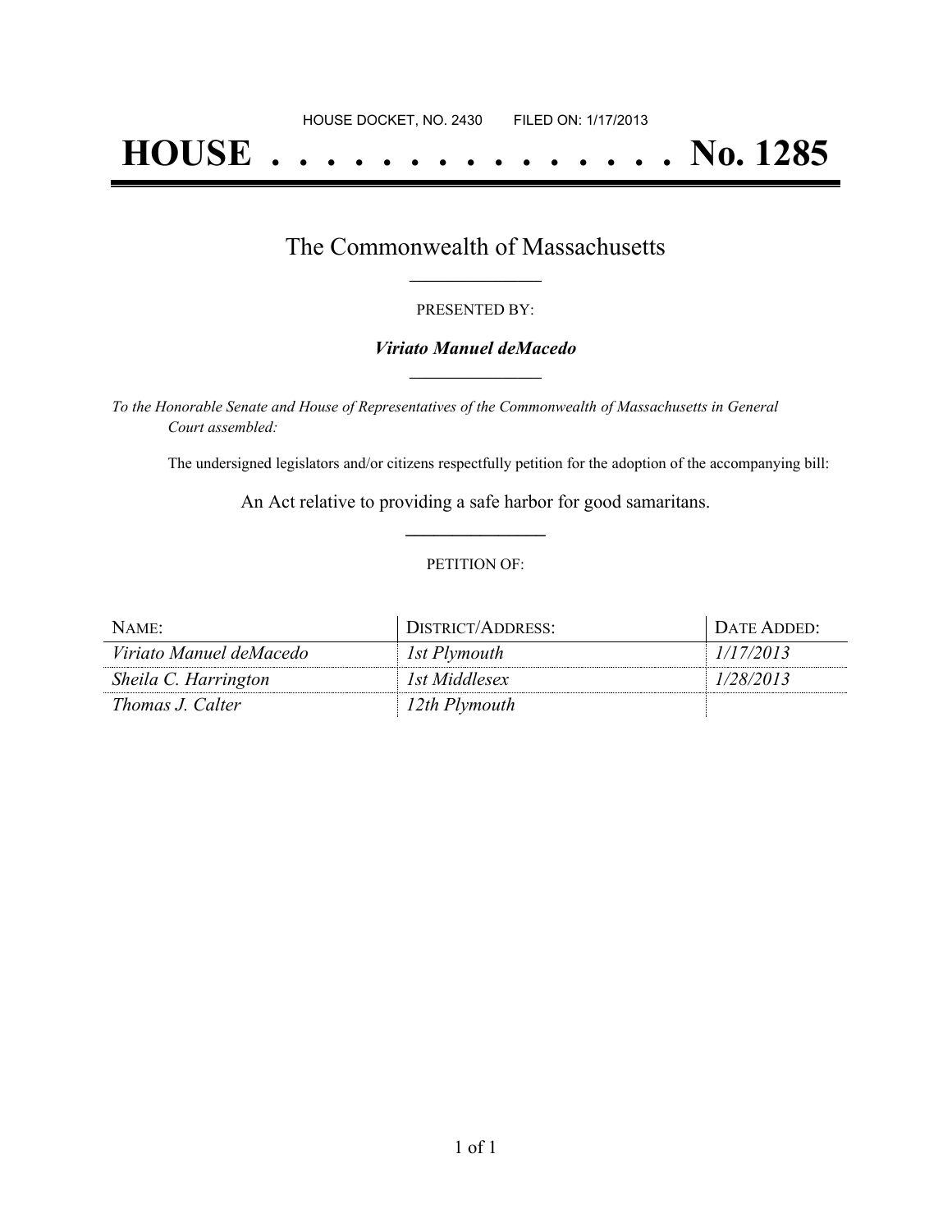HOUSE DOCKET, NO. 2430        FILED ON: 1/17/2013

# HOUSE . . . . . . . . . . . . . . . No. 1285

## The Commonwealth of Massachusetts

PRESENTED BY:

***Viriato Manuel deMacedo***

*To the Honorable Senate and House of Representatives of the Commonwealth of Massachusetts in General Court assembled:*

The undersigned legislators and/or citizens respectfully petition for the adoption of the accompanying bill:

An Act relative to providing a safe harbor for good samaritans.

PETITION OF:

| NAME: | DISTRICT/ADDRESS: | DATE ADDED: |
| --- | --- | --- |
| *Viriato Manuel deMacedo* | *1st Plymouth* | *1/17/2013* |
| *Sheila C. Harrington* | *1st Middlesex* | *1/28/2013* |
| *Thomas J. Calter* | *12th Plymouth* | |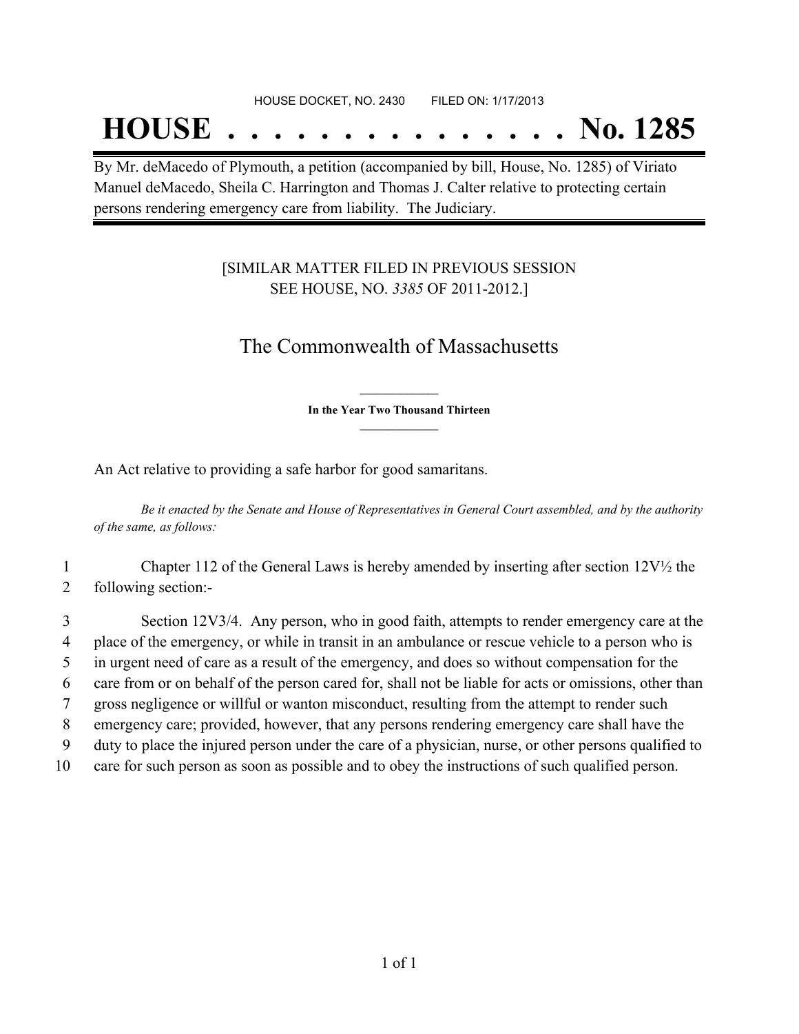HOUSE DOCKET, NO. 2430 FILED ON: 1/17/2013

# HOUSE . . . . . . . . . . . . . . . No. 1285

By Mr. deMacedo of Plymouth, a petition (accompanied by bill, House, No. 1285) of Viriato Manuel deMacedo, Sheila C. Harrington and Thomas J. Calter relative to protecting certain persons rendering emergency care from liability. The Judiciary.

[SIMILAR MATTER FILED IN PREVIOUS SESSION SEE HOUSE, NO. *3385* OF 2011-2012.]

## The Commonwealth of Massachusetts

**In the Year Two Thousand Thirteen**

An Act relative to providing a safe harbor for good samaritans.

*Be it enacted by the Senate and House of Representatives in General Court assembled, and by the authority of the same, as follows:*

1 Chapter 112 of the General Laws is hereby amended by inserting after section 12V½ the
2 following section:-

3 Section 12V3/4. Any person, who in good faith, attempts to render emergency care at the
4 place of the emergency, or while in transit in an ambulance or rescue vehicle to a person who is
5 in urgent need of care as a result of the emergency, and does so without compensation for the
6 care from or on behalf of the person cared for, shall not be liable for acts or omissions, other than
7 gross negligence or willful or wanton misconduct, resulting from the attempt to render such
8 emergency care; provided, however, that any persons rendering emergency care shall have the
9 duty to place the injured person under the care of a physician, nurse, or other persons qualified to
10 care for such person as soon as possible and to obey the instructions of such qualified person.